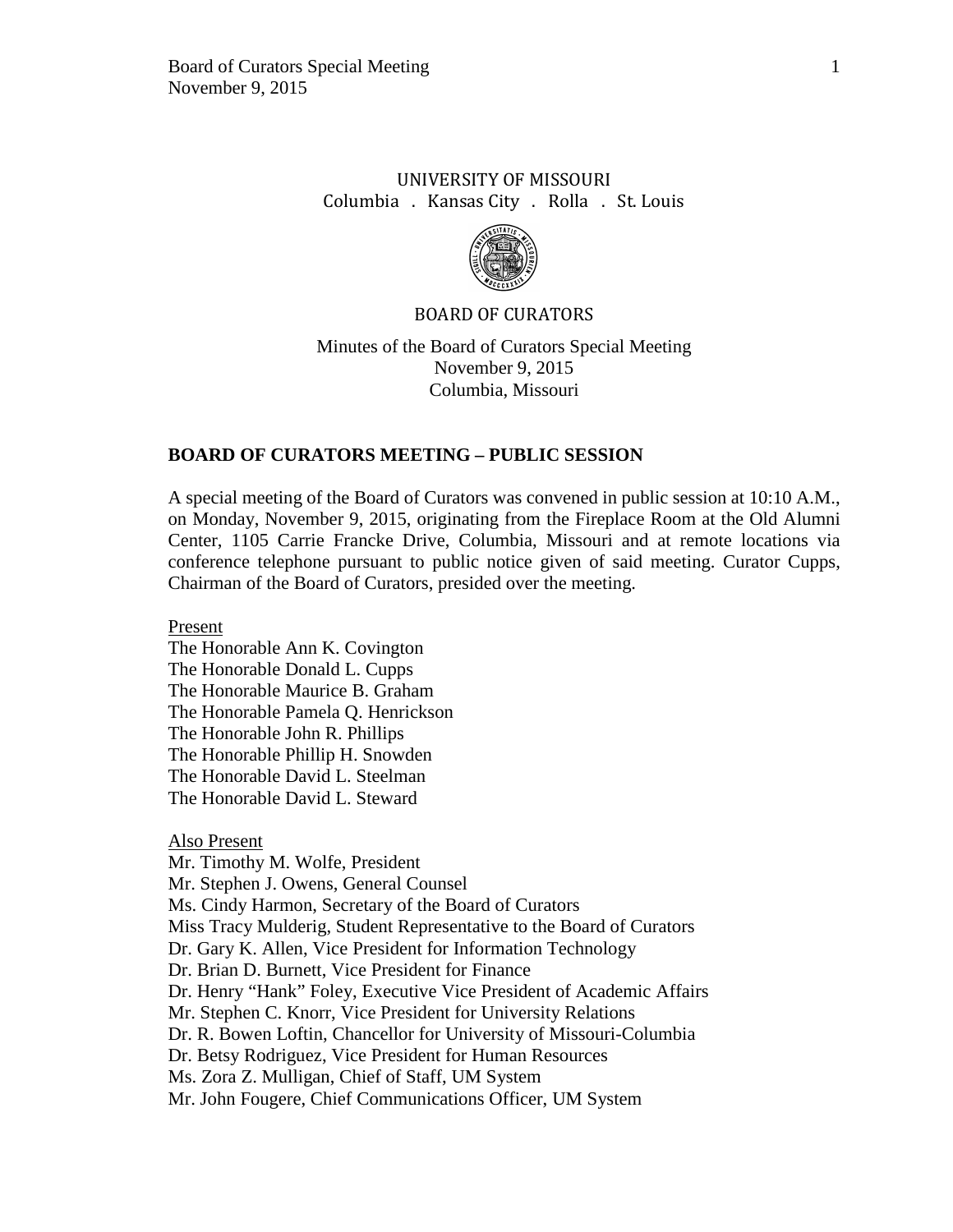UNIVERSITY OF MISSOURI

Columbia . Kansas City . Rolla . St. Louis

BOARD OF CURATORS

Minutes of the Board of Curators Special Meeting

November 9, 2015

Columbia, Missouri

## BOARD OF CURATORS MEETING – PUBLIC SESSION

A special meeting of the Board of Curators was convened in public session at 10:10 A.M., on Monday, November 9, 2015, originating from the Fireplace Room at the Old Alumni Center, 1105 Carrie Francke Drive, Columbia, Missouri and at remote locations via conference telephone pursuant to public notice given of said meeting. Curator Cupps, Chairman of the Board of Curators, presided over the meeting.

Present

The Honorable Ann K. Covington
The Honorable Donald L. Cupps
The Honorable Maurice B. Graham
The Honorable Pamela Q. Henrickson
The Honorable John R. Phillips
The Honorable Phillip H. Snowden
The Honorable David L. Steelman
The Honorable David L. Steward

Also Present

Mr. Timothy M. Wolfe, President
Mr. Stephen J. Owens, General Counsel
Ms. Cindy Harmon, Secretary of the Board of Curators
Miss Tracy Mulderig, Student Representative to the Board of Curators
Dr. Gary K. Allen, Vice President for Information Technology
Dr. Brian D. Burnett, Vice President for Finance
Dr. Henry "Hank" Foley, Executive Vice President of Academic Affairs
Mr. Stephen C. Knorr, Vice President for University Relations
Dr. R. Bowen Loftin, Chancellor for University of Missouri-Columbia
Dr. Betsy Rodriguez, Vice President for Human Resources
Ms. Zora Z. Mulligan, Chief of Staff, UM System
Mr. John Fougere, Chief Communications Officer, UM System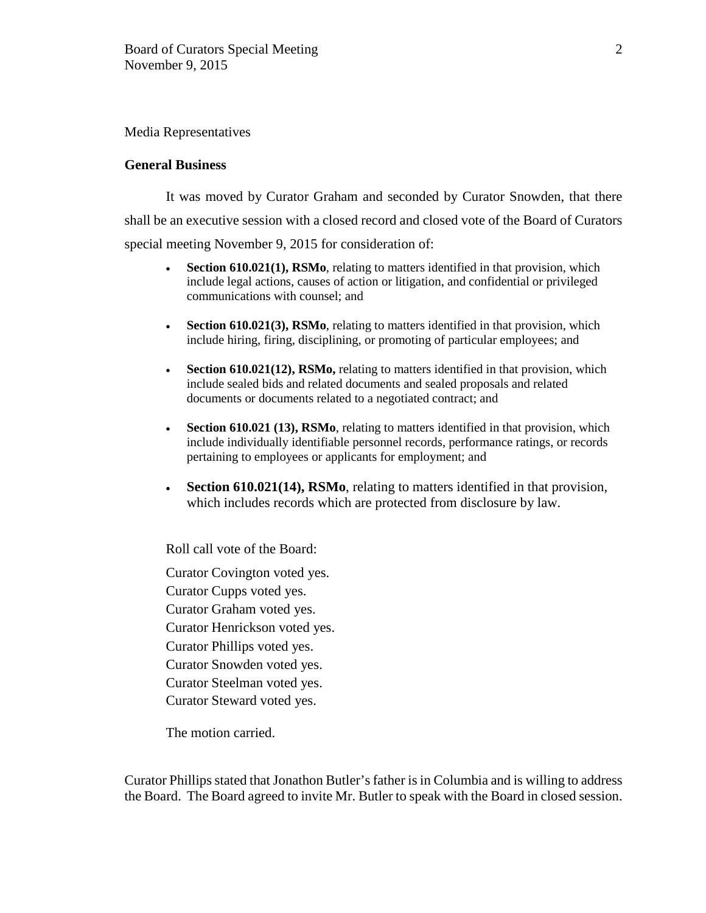Media Representatives

**General Business**

It was moved by Curator Graham and seconded by Curator Snowden, that there shall be an executive session with a closed record and closed vote of the Board of Curators special meeting November 9, 2015 for consideration of:

- **Section 610.021(1), RSMo**, relating to matters identified in that provision, which include legal actions, causes of action or litigation, and confidential or privileged communications with counsel; and
- **Section 610.021(3), RSMo**, relating to matters identified in that provision, which include hiring, firing, disciplining, or promoting of particular employees; and
- **Section 610.021(12), RSMo,** relating to matters identified in that provision, which include sealed bids and related documents and sealed proposals and related documents or documents related to a negotiated contract; and
- **Section 610.021 (13), RSMo**, relating to matters identified in that provision, which include individually identifiable personnel records, performance ratings, or records pertaining to employees or applicants for employment; and
- **Section 610.021(14), RSMo**, relating to matters identified in that provision, which includes records which are protected from disclosure by law.

Roll call vote of the Board:

Curator Covington voted yes.
Curator Cupps voted yes.
Curator Graham voted yes.
Curator Henrickson voted yes.
Curator Phillips voted yes.
Curator Snowden voted yes.
Curator Steelman voted yes.
Curator Steward voted yes.

The motion carried.

Curator Phillips stated that Jonathon Butler's father is in Columbia and is willing to address the Board. The Board agreed to invite Mr. Butler to speak with the Board in closed session.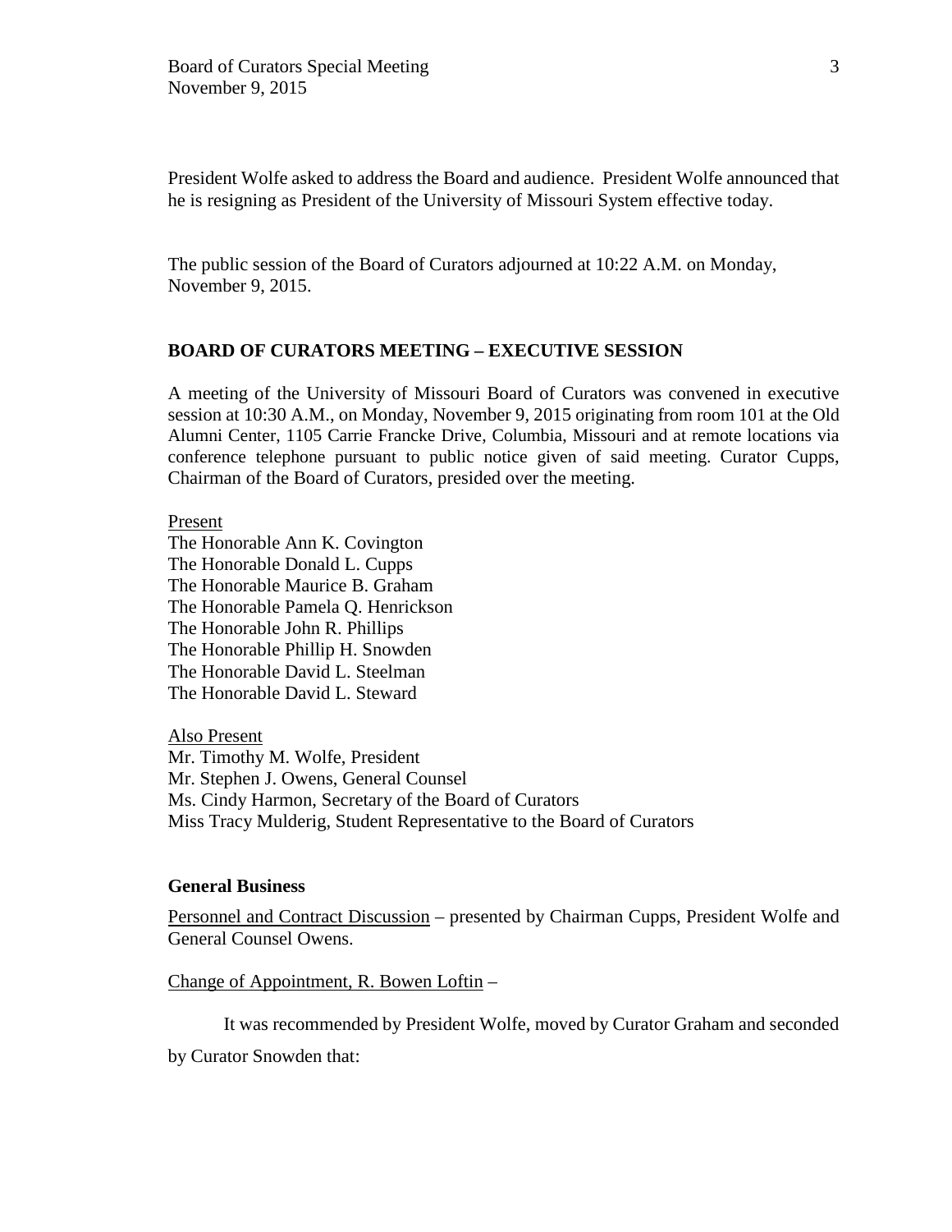President Wolfe asked to address the Board and audience. President Wolfe announced that he is resigning as President of the University of Missouri System effective today.

The public session of the Board of Curators adjourned at 10:22 A.M. on Monday, November 9, 2015.

## BOARD OF CURATORS MEETING – EXECUTIVE SESSION

A meeting of the University of Missouri Board of Curators was convened in executive session at 10:30 A.M., on Monday, November 9, 2015 originating from room 101 at the Old Alumni Center, 1105 Carrie Francke Drive, Columbia, Missouri and at remote locations via conference telephone pursuant to public notice given of said meeting. Curator Cupps, Chairman of the Board of Curators, presided over the meeting.

Present
The Honorable Ann K. Covington
The Honorable Donald L. Cupps
The Honorable Maurice B. Graham
The Honorable Pamela Q. Henrickson
The Honorable John R. Phillips
The Honorable Phillip H. Snowden
The Honorable David L. Steelman
The Honorable David L. Steward

Also Present
Mr. Timothy M. Wolfe, President
Mr. Stephen J. Owens, General Counsel
Ms. Cindy Harmon, Secretary of the Board of Curators
Miss Tracy Mulderig, Student Representative to the Board of Curators

### General Business

Personnel and Contract Discussion – presented by Chairman Cupps, President Wolfe and General Counsel Owens.

Change of Appointment, R. Bowen Loftin –

It was recommended by President Wolfe, moved by Curator Graham and seconded by Curator Snowden that: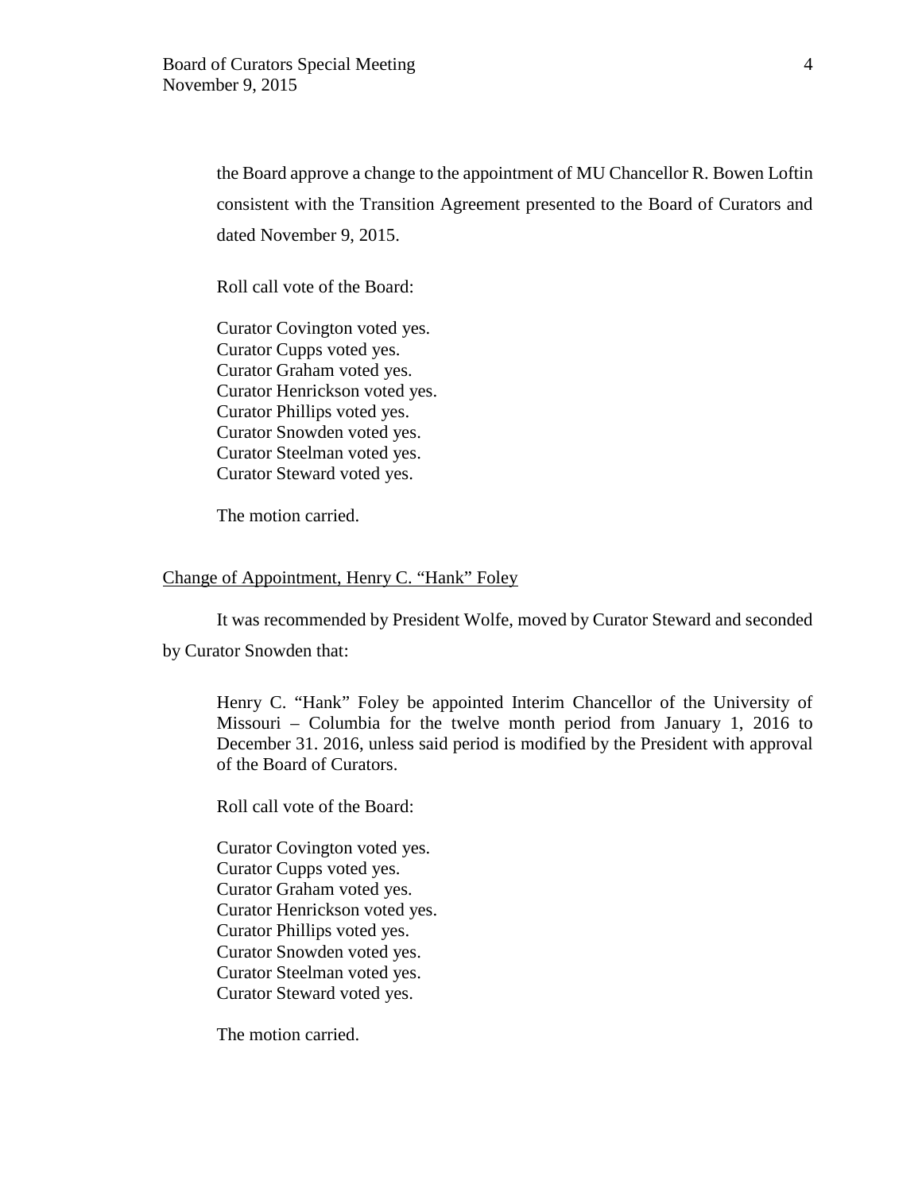the Board approve a change to the appointment of MU Chancellor R. Bowen Loftin consistent with the Transition Agreement presented to the Board of Curators and dated November 9, 2015.

Roll call vote of the Board:

Curator Covington voted yes.
Curator Cupps voted yes.
Curator Graham voted yes.
Curator Henrickson voted yes.
Curator Phillips voted yes.
Curator Snowden voted yes.
Curator Steelman voted yes.
Curator Steward voted yes.

The motion carried.

Change of Appointment, Henry C. "Hank" Foley

It was recommended by President Wolfe, moved by Curator Steward and seconded by Curator Snowden that:

Henry C. "Hank" Foley be appointed Interim Chancellor of the University of Missouri – Columbia for the twelve month period from January 1, 2016 to December 31. 2016, unless said period is modified by the President with approval of the Board of Curators.

Roll call vote of the Board:

Curator Covington voted yes.
Curator Cupps voted yes.
Curator Graham voted yes.
Curator Henrickson voted yes.
Curator Phillips voted yes.
Curator Snowden voted yes.
Curator Steelman voted yes.
Curator Steward voted yes.

The motion carried.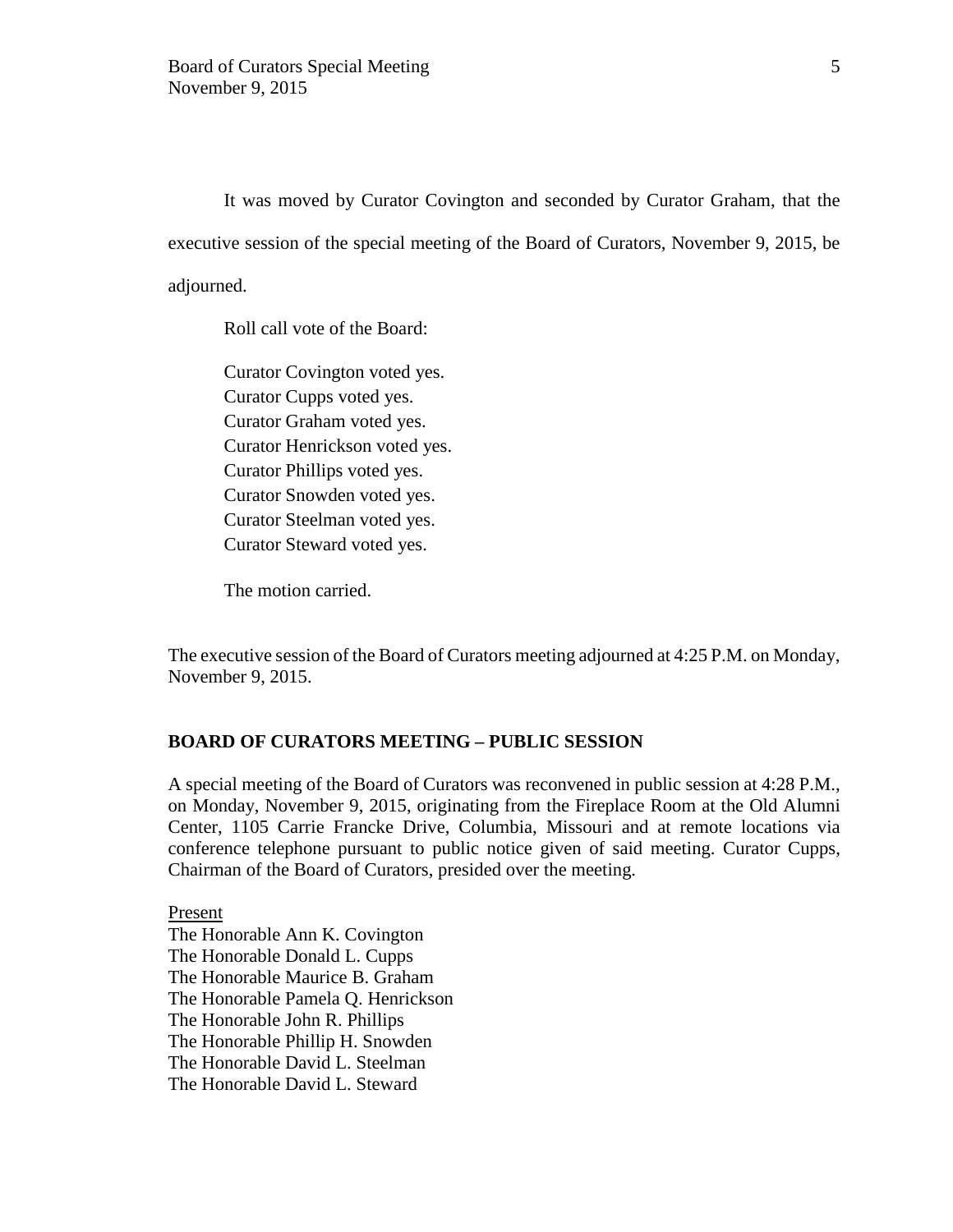It was moved by Curator Covington and seconded by Curator Graham, that the executive session of the special meeting of the Board of Curators, November 9, 2015, be adjourned.

Roll call vote of the Board:

Curator Covington voted yes.
Curator Cupps voted yes.
Curator Graham voted yes.
Curator Henrickson voted yes.
Curator Phillips voted yes.
Curator Snowden voted yes.
Curator Steelman voted yes.
Curator Steward voted yes.

The motion carried.

The executive session of the Board of Curators meeting adjourned at 4:25 P.M. on Monday, November 9, 2015.

**BOARD OF CURATORS MEETING – PUBLIC SESSION**

A special meeting of the Board of Curators was reconvened in public session at 4:28 P.M., on Monday, November 9, 2015, originating from the Fireplace Room at the Old Alumni Center, 1105 Carrie Francke Drive, Columbia, Missouri and at remote locations via conference telephone pursuant to public notice given of said meeting. Curator Cupps, Chairman of the Board of Curators, presided over the meeting.

<u>Present</u>
The Honorable Ann K. Covington
The Honorable Donald L. Cupps
The Honorable Maurice B. Graham
The Honorable Pamela Q. Henrickson
The Honorable John R. Phillips
The Honorable Phillip H. Snowden
The Honorable David L. Steelman
The Honorable David L. Steward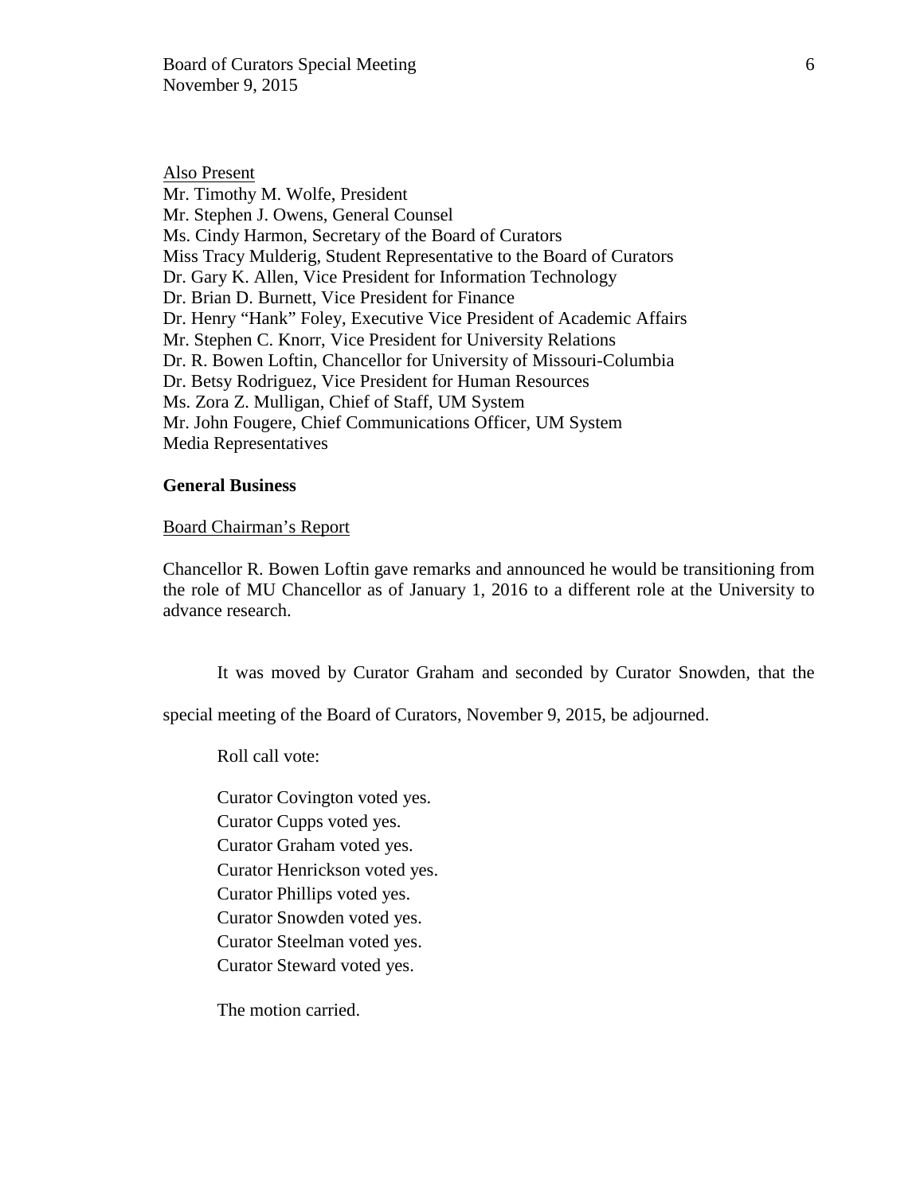Also Present

Mr. Timothy M. Wolfe, President
Mr. Stephen J. Owens, General Counsel
Ms. Cindy Harmon, Secretary of the Board of Curators
Miss Tracy Mulderig, Student Representative to the Board of Curators
Dr. Gary K. Allen, Vice President for Information Technology
Dr. Brian D. Burnett, Vice President for Finance
Dr. Henry "Hank" Foley, Executive Vice President of Academic Affairs
Mr. Stephen C. Knorr, Vice President for University Relations
Dr. R. Bowen Loftin, Chancellor for University of Missouri-Columbia
Dr. Betsy Rodriguez, Vice President for Human Resources
Ms. Zora Z. Mulligan, Chief of Staff, UM System
Mr. John Fougere, Chief Communications Officer, UM System
Media Representatives

**General Business**

Board Chairman's Report

Chancellor R. Bowen Loftin gave remarks and announced he would be transitioning from the role of MU Chancellor as of January 1, 2016 to a different role at the University to advance research.

It was moved by Curator Graham and seconded by Curator Snowden, that the special meeting of the Board of Curators, November 9, 2015, be adjourned.

Roll call vote:

Curator Covington voted yes.
Curator Cupps voted yes.
Curator Graham voted yes.
Curator Henrickson voted yes.
Curator Phillips voted yes.
Curator Snowden voted yes.
Curator Steelman voted yes.
Curator Steward voted yes.

The motion carried.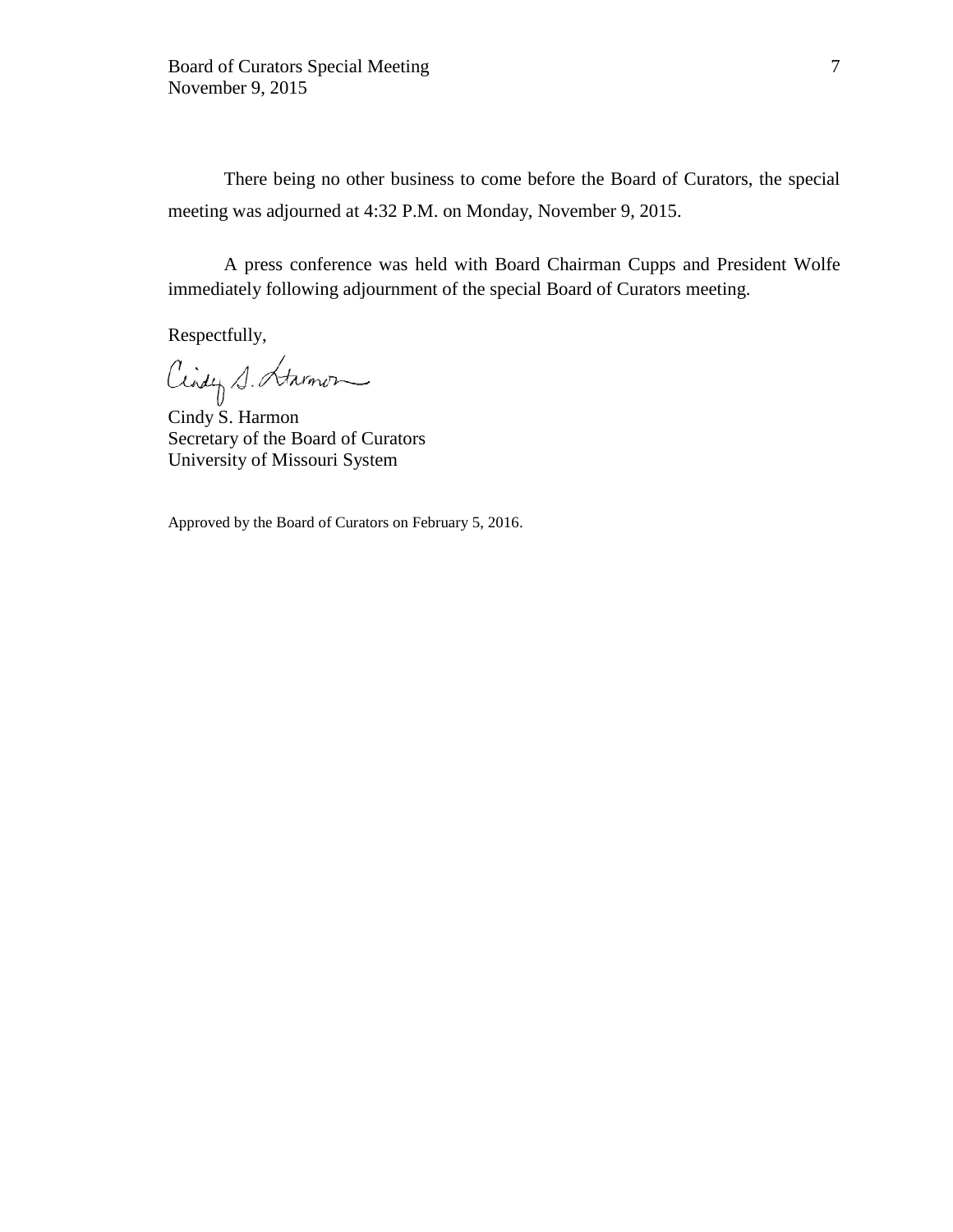There being no other business to come before the Board of Curators, the special meeting was adjourned at 4:32 P.M. on Monday, November 9, 2015.

A press conference was held with Board Chairman Cupps and President Wolfe immediately following adjournment of the special Board of Curators meeting.

Respectfully,

Cindy S. Harmon
Secretary of the Board of Curators
University of Missouri System

Approved by the Board of Curators on February 5, 2016.